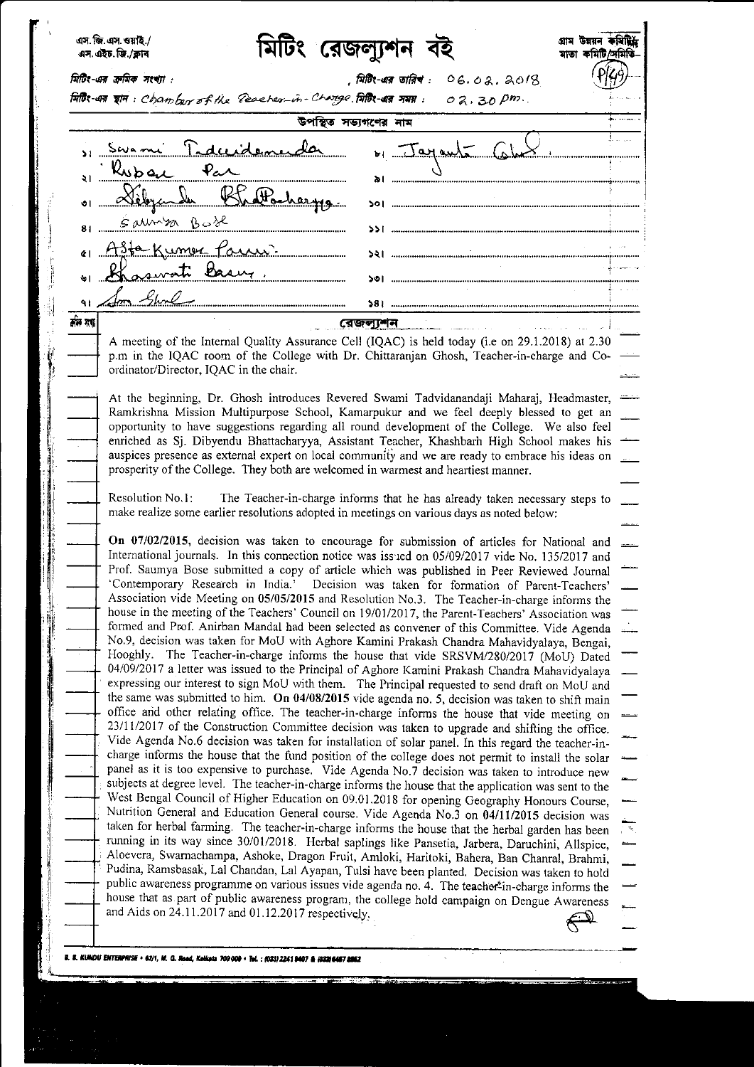এস.জি.এস.ওয়াই./
এস.এইচ.জি./ক্লাব

# মিটিং রেজল্যুশন বই

গ্রাম উন্নয়ন কমিটি/
মাতা কমিটি/সমিতি

P/49

মিটিং-এর ক্রমিক সংখ্যা : , মিটিং-এর তারিখ : 06.02.2018

মিটিং-এর স্থান : Chamber of the Teacher-in-Charge. মিটিং-এর সময় : 02.30 pm.

**উপস্থিত সভ্যগণের নাম**

১। Swami Tadvidananda
২। Rubai Pal
৩। Dibyendu Bhattacharyya
৪। Saumya Bose
৫। Asta Kumar Panui
৬। Bhaswati Basu
৭। Som Ghosh
৮। Jayanta Ghosh
৯।
১০।
১১।
১২।
১৩।
১৪।

ক্রমিক সংখ্যা | **রেজল্যুশন**

A meeting of the Internal Quality Assurance Cell (IQAC) is held today (i.e on 29.1.2018) at 2.30 p.m in the IQAC room of the College with Dr. Chittaranjan Ghosh, Teacher-in-charge and Co-ordinator/Director, IQAC in the chair.

At the beginning, Dr. Ghosh introduces Revered Swami Tadvidanandaji Maharaj, Headmaster, Ramkrishna Mission Multipurpose School, Kamarpukur and we feel deeply blessed to get an opportunity to have suggestions regarding all round development of the College. We also feel enriched as Sj. Dibyendu Bhattacharyya, Assistant Teacher, Khashbarh High School makes his auspices presence as external expert on local community and we are ready to embrace his ideas on prosperity of the College. They both are welcomed in warmest and heartiest manner.

Resolution No.1: The Teacher-in-charge informs that he has already taken necessary steps to make realize some earlier resolutions adopted in meetings on various days as noted below:

**On 07/02/2015,** decision was taken to encourage for submission of articles for National and International journals. In this connection notice was issued on 05/09/2017 vide No. 135/2017 and Prof. Saumya Bose submitted a copy of article which was published in Peer Reviewed Journal 'Contemporary Research in India.' Decision was taken for formation of Parent-Teachers' Association vide Meeting on **05/05/2015** and Resolution No.3. The Teacher-in-charge informs the house in the meeting of the Teachers' Council on 19/01/2017, the Parent-Teachers' Association was formed and Prof. Anirban Mandal had been selected as convener of this Committee. Vide Agenda No.9, decision was taken for MoU with Aghore Kamini Prakash Chandra Mahavidyalaya, Bengai, Hooghly. The Teacher-in-charge informs the house that vide SRSVM/280/2017 (MoU) Dated 04/09/2017 a letter was issued to the Principal of Aghore Kamini Prakash Chandra Mahavidyalaya expressing our interest to sign MoU with them. The Principal requested to send draft on MoU and the same was submitted to him. **On 04/08/2015** vide agenda no. 5, decision was taken to shift main office and other relating office. The teacher-in-charge informs the house that vide meeting on 23/11/2017 of the Construction Committee decision was taken to upgrade and shifting the office. Vide Agenda No.6 decision was taken for installation of solar panel. In this regard the teacher-in-charge informs the house that the fund position of the college does not permit to install the solar panel as it is too expensive to purchase. Vide Agenda No.7 decision was taken to introduce new subjects at degree level. The teacher-in-charge informs the house that the application was sent to the West Bengal Council of Higher Education on 09.01.2018 for opening Geography Honours Course, Nutrition General and Education General course. Vide Agenda No.3 on 04/11/2015 decision was taken for herbal farming. The teacher-in-charge informs the house that the herbal garden has been running in its way since 30/01/2018. Herbal saplings like Pansetia, Jarbera, Daruchini, Allspice, Aloevera, Swarnachampa, Ashoke, Dragon Fruit, Amloki, Haritoki, Bahera, Ban Chanral, Brahmi, Pudina, Ramsbasak, Lal Chandan, Lal Ayapan, Tulsi have been planted. Decision was taken to hold public awareness programme on various issues vide agenda no. 4. The teacher-in-charge informs the house that as part of public awareness program, the college hold campaign on Dengue Awareness and Aids on 24.11.2017 and 01.12.2017 respectively.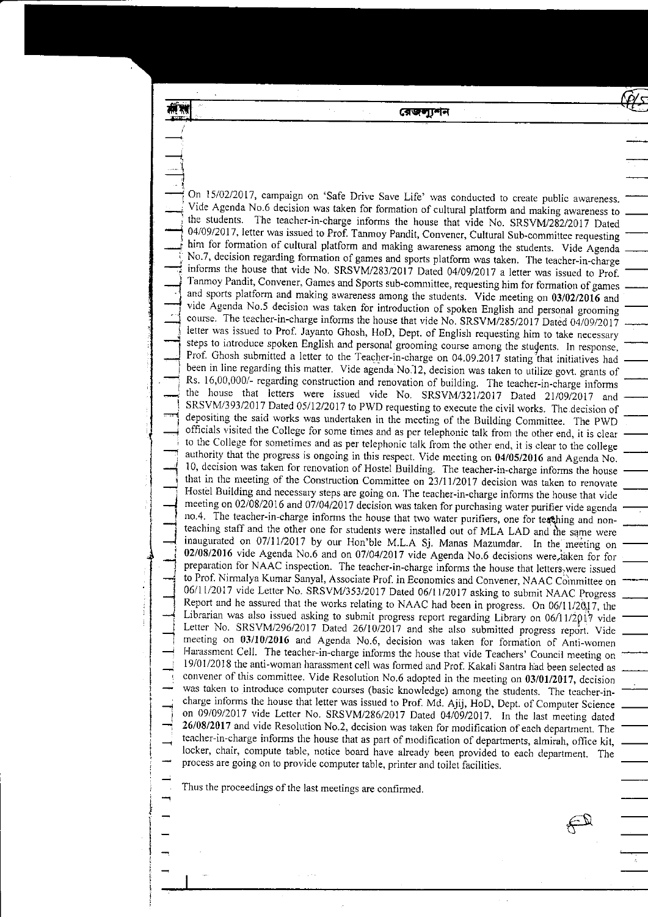On 15/02/2017, campaign on 'Safe Drive Save Life' was conducted to create public awareness. Vide Agenda No.6 decision was taken for formation of cultural platform and making awareness to the students. The teacher-in-charge informs the house that vide No. SRSVM/282/2017 Dated 04/09/2017, letter was issued to Prof. Tanmoy Pandit, Convener, Cultural Sub-committee requesting him for formation of cultural platform and making awareness among the students. Vide Agenda No.7, decision regarding formation of games and sports platform was taken. The teacher-in-charge informs the house that vide No. SRSVM/283/2017 Dated 04/09/2017 a letter was issued to Prof. Tanmoy Pandit, Convener, Games and Sports sub-committee, requesting him for formation of games and sports platform and making awareness among the students. Vide meeting on **03/02/2016** and vide Agenda No.5 decision was taken for introduction of spoken English and personal grooming course. The teacher-in-charge informs the house that vide No. SRSVM/285/2017 Dated 04/09/2017 letter was issued to Prof. Jayanto Ghosh, HoD, Dept. of English requesting him to take necessary steps to introduce spoken English and personal grooming course among the students. In response, Prof. Ghosh submitted a letter to the Teacher-in-charge on 04.09.2017 stating that initiatives had been in line regarding this matter. Vide agenda No.12, decision was taken to utilize govt. grants of Rs. 16,00,000/- regarding construction and renovation of building. The teacher-in-charge informs the house that letters were issued vide No. SRSVM/321/2017 Dated 21/09/2017 and SRSVM/393/2017 Dated 05/12/2017 to PWD requesting to execute the civil works. The decision of depositing the said works was undertaken in the meeting of the Building Committee. The PWD officials visited the College for some times and as per telephonic talk from the other end, it is clear to the College for sometimes and as per telephonic talk from the other end, it is clear to the college authority that the progress is ongoing in this respect. Vide meeting on **04/05/2016** and Agenda No. 10, decision was taken for renovation of Hostel Building. The teacher-in-charge informs the house that in the meeting of the Construction Committee on 23/11/2017 decision was taken to renovate Hostel Building and necessary steps are going on. The teacher-in-charge informs the house that vide meeting on 02/08/2016 and 07/04/2017 decision was taken for purchasing water purifier vide agenda no.4. The teacher-in-charge informs the house that two water purifiers, one for teaching and non-teaching staff and the other one for students were installed out of MLA LAD and the same were inaugurated on 07/11/2017 by our Hon'ble M.L.A Sj. Manas Mazumdar. In the meeting on **02/08/2016** vide Agenda No.6 and on 07/04/2017 vide Agenda No.6 decisions were taken for for preparation for NAAC inspection. The teacher-in-charge informs the house that letters were issued to Prof. Nirmalya Kumar Sanyal, Associate Prof. in Economics and Convener, NAAC Committee on 06/11/2017 vide Letter No. SRSVM/353/2017 Dated 06/11/2017 asking to submit NAAC Progress Report and he assured that the works relating to NAAC had been in progress. On 06/11/2017, the Librarian was also issued asking to submit progress report regarding Library on 06/11/2017 vide Letter No. SRSVM/296/2017 Dated 26/10/2017 and she also submitted progress report. Vide meeting on **03/10/2016** and Agenda No.6, decision was taken for formation of Anti-women Harassment Cell. The teacher-in-charge informs the house that vide Teachers' Council meeting on 19/01/2018 the anti-woman harassment cell was formed and Prof. Kakali Santra had been selected as convener of this committee. Vide Resolution No.6 adopted in the meeting on **03/01/2017,** decision was taken to introduce computer courses (basic knowledge) among the students. The teacher-in-charge informs the house that letter was issued to Prof. Md. Ajij, HoD, Dept. of Computer Science on 09/09/2017 vide Letter No. SRSVM/286/2017 Dated 04/09/2017. In the last meeting dated **26/08/2017** and vide Resolution No.2, decision was taken for modification of each department. The teacher-in-charge informs the house that as part of modification of departments, almirah, office kit, locker, chair, compute table, notice board have already been provided to each department. The process are going on to provide computer table, printer and toilet facilities.

Thus the proceedings of the last meetings are confirmed.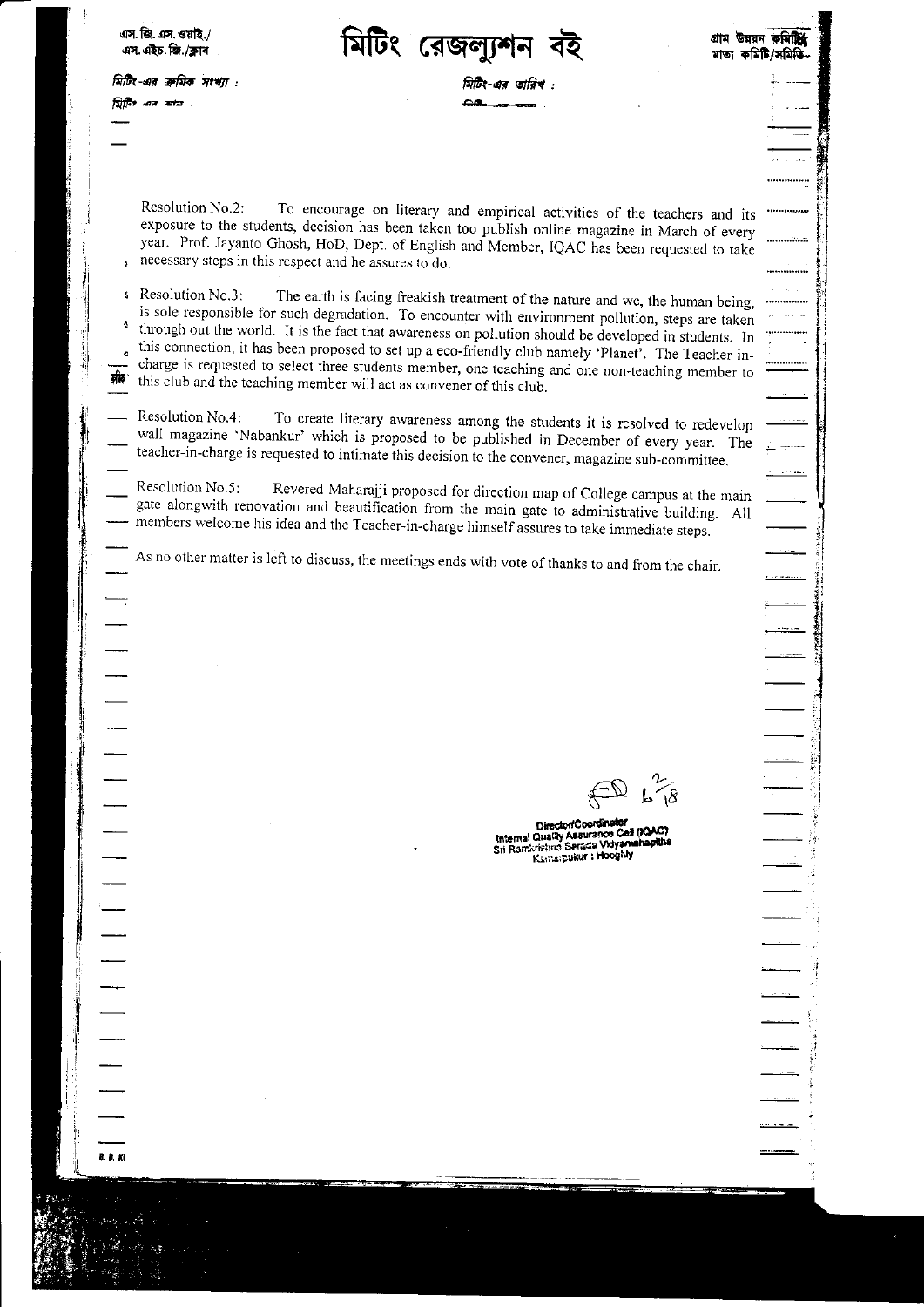এস. জি. এস. ওয়াই./
এস. এইচ. জি./ক্লাব

# মিটিং রেজল্যুশন বই

গ্রাম উন্নয়ন কমিটি/
মাতা কমিটি/সমিতি

মিটিং-এর ক্রমিক সংখ্যা :

মিটিং-এর তারিখ :

মিটিং-এর স্থান :

Resolution No.2: To encourage on literary and empirical activities of the teachers and its exposure to the students, decision has been taken too publish online magazine in March of every year. Prof. Jayanto Ghosh, HoD, Dept. of English and Member, IQAC has been requested to take necessary steps in this respect and he assures to do.

Resolution No.3: The earth is facing freakish treatment of the nature and we, the human being, is sole responsible for such degradation. To encounter with environment pollution, steps are taken through out the world. It is the fact that awareness on pollution should be developed in students. In this connection, it has been proposed to set up a eco-friendly club namely 'Planet'. The Teacher-in-charge is requested to select three students member, one teaching and one non-teaching member to this club and the teaching member will act as convener of this club.

Resolution No.4: To create literary awareness among the students it is resolved to redevelop wall magazine 'Nabankur' which is proposed to be published in December of every year. The teacher-in-charge is requested to intimate this decision to the convener, magazine sub-committee.

Resolution No.5: Revered Maharajji proposed for direction map of College campus at the main gate alongwith renovation and beautification from the main gate to administrative building. All members welcome his idea and the Teacher-in-charge himself assures to take immediate steps.

As no other matter is left to discuss, the meetings ends with vote of thanks to and from the chair.

6/2/18

Director/Coordinator
Internal Quality Assurance Cell (IQAC)
Sri Ramkrishna Sarada Vidyamahapitha
Kamarpukur : Hooghly